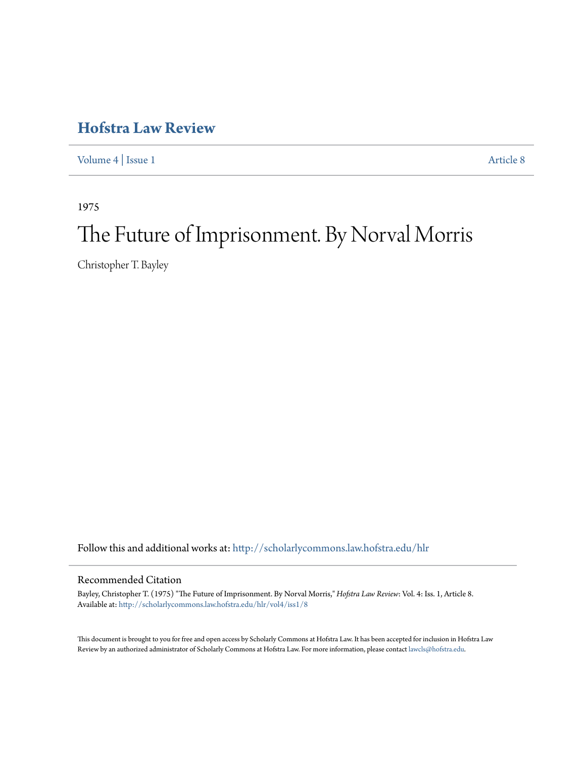# Hofstra Law Review

Volume 4 | Issue 1 Article 8

1975

# The Future of Imprisonment. By Norval Morris

Christopher T. Bayley

Follow this and additional works at: http://scholarlycommons.law.hofstra.edu/hlr

## Recommended Citation

Bayley, Christopher T. (1975) "The Future of Imprisonment. By Norval Morris," *Hofstra Law Review*: Vol. 4: Iss. 1, Article 8. Available at: http://scholarlycommons.law.hofstra.edu/hlr/vol4/iss1/8

This document is brought to you for free and open access by Scholarly Commons at Hofstra Law. It has been accepted for inclusion in Hofstra Law Review by an authorized administrator of Scholarly Commons at Hofstra Law. For more information, please contact lawcls@hofstra.edu.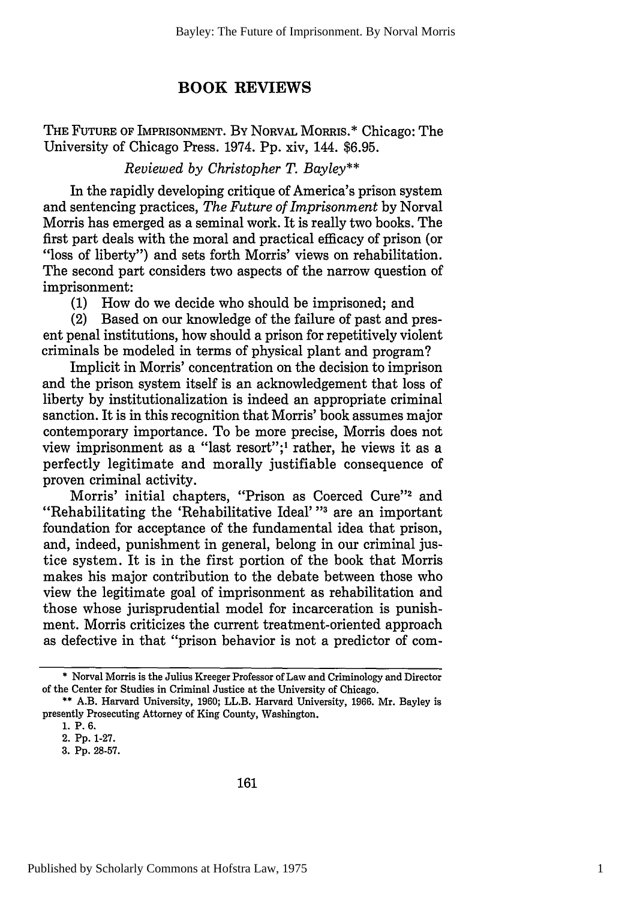## BOOK REVIEWS

THE FUTURE OF IMPRISONMENT. BY NORVAL MORRIS.* Chicago: The University of Chicago Press. 1974. Pp. xiv, 144. $6.95.

*Reviewed by Christopher T. Bayley***

In the rapidly developing critique of America's prison system and sentencing practices, *The Future of Imprisonment* by Norval Morris has emerged as a seminal work. It is really two books. The first part deals with the moral and practical efficacy of prison (or "loss of liberty") and sets forth Morris' views on rehabilitation. The second part considers two aspects of the narrow question of imprisonment:

(1) How do we decide who should be imprisoned; and

(2) Based on our knowledge of the failure of past and present penal institutions, how should a prison for repetitively violent criminals be modeled in terms of physical plant and program?

Implicit in Morris' concentration on the decision to imprison and the prison system itself is an acknowledgement that loss of liberty by institutionalization is indeed an appropriate criminal sanction. It is in this recognition that Morris' book assumes major contemporary importance. To be more precise, Morris does not view imprisonment as a "last resort";[1] rather, he views it as a perfectly legitimate and morally justifiable consequence of proven criminal activity.

Morris' initial chapters, "Prison as Coerced Cure"[2] and "Rehabilitating the 'Rehabilitative Ideal'"[3] are an important foundation for acceptance of the fundamental idea that prison, and, indeed, punishment in general, belong in our criminal justice system. It is in the first portion of the book that Morris makes his major contribution to the debate between those who view the legitimate goal of imprisonment as rehabilitation and those whose jurisprudential model for incarceration is punishment. Morris criticizes the current treatment-oriented approach as defective in that "prison behavior is not a predictor of com-

---

\* Norval Morris is the Julius Kreeger Professor of Law and Criminology and Director of the Center for Studies in Criminal Justice at the University of Chicago.

\*\* A.B. Harvard University, 1960; LL.B. Harvard University, 1966. Mr. Bayley is presently Prosecuting Attorney of King County, Washington.

1. P. 6.

2. Pp. 1-27.

3. Pp. 28-57.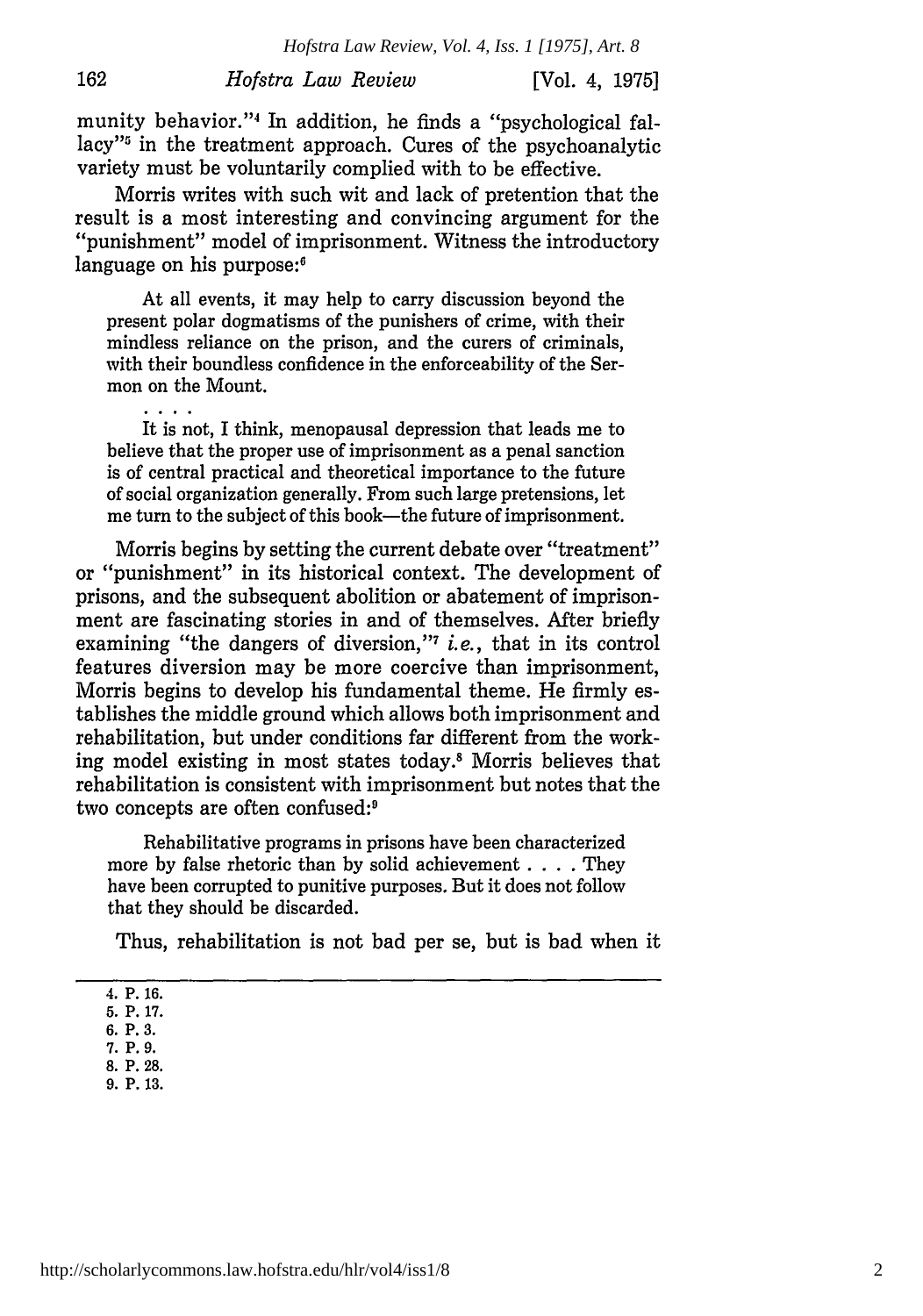munity behavior."[4] In addition, he finds a "psychological fallacy"[5] in the treatment approach. Cures of the psychoanalytic variety must be voluntarily complied with to be effective.

Morris writes with such wit and lack of pretention that the result is a most interesting and convincing argument for the "punishment" model of imprisonment. Witness the introductory language on his purpose:[6]

> At all events, it may help to carry discussion beyond the present polar dogmatisms of the punishers of crime, with their mindless reliance on the prison, and the curers of criminals, with their boundless confidence in the enforceability of the Sermon on the Mount.
>
> . . . .
>
> It is not, I think, menopausal depression that leads me to believe that the proper use of imprisonment as a penal sanction is of central practical and theoretical importance to the future of social organization generally. From such large pretensions, let me turn to the subject of this book—the future of imprisonment.

Morris begins by setting the current debate over "treatment" or "punishment" in its historical context. The development of prisons, and the subsequent abolition or abatement of imprisonment are fascinating stories in and of themselves. After briefly examining "the dangers of diversion,"[7] *i.e.*, that in its control features diversion may be more coercive than imprisonment, Morris begins to develop his fundamental theme. He firmly establishes the middle ground which allows both imprisonment and rehabilitation, but under conditions far different from the working model existing in most states today.[8] Morris believes that rehabilitation is consistent with imprisonment but notes that the two concepts are often confused:[9]

> Rehabilitative programs in prisons have been characterized more by false rhetoric than by solid achievement . . . . They have been corrupted to punitive purposes. But it does not follow that they should be discarded.

Thus, rehabilitation is not bad per se, but is bad when it

---

4. P. 16.
5. P. 17.
6. P. 3.
7. P. 9.
8. P. 28.
9. P. 13.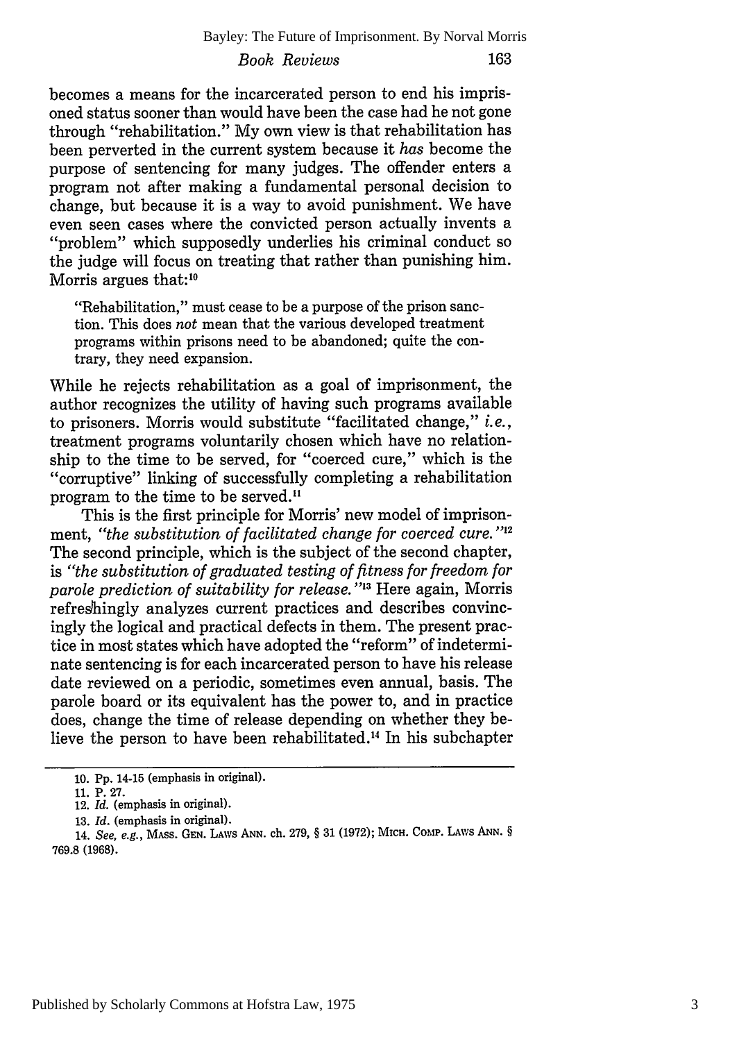becomes a means for the incarcerated person to end his imprisoned status sooner than would have been the case had he not gone through "rehabilitation." My own view is that rehabilitation has been perverted in the current system because it *has* become the purpose of sentencing for many judges. The offender enters a program not after making a fundamental personal decision to change, but because it is a way to avoid punishment. We have even seen cases where the convicted person actually invents a "problem" which supposedly underlies his criminal conduct so the judge will focus on treating that rather than punishing him. Morris argues that:[10]

> "Rehabilitation," must cease to be a purpose of the prison sanction. This does *not* mean that the various developed treatment programs within prisons need to be abandoned; quite the contrary, they need expansion.

While he rejects rehabilitation as a goal of imprisonment, the author recognizes the utility of having such programs available to prisoners. Morris would substitute "facilitated change," *i.e.*, treatment programs voluntarily chosen which have no relationship to the time to be served, for "coerced cure," which is the "corruptive" linking of successfully completing a rehabilitation program to the time to be served.[11]

This is the first principle for Morris' new model of imprisonment, *"the substitution of facilitated change for coerced cure."*[12] The second principle, which is the subject of the second chapter, is *"the substitution of graduated testing of fitness for freedom for parole prediction of suitability for release."*[13] Here again, Morris refreshingly analyzes current practices and describes convincingly the logical and practical defects in them. The present practice in most states which have adopted the "reform" of indeterminate sentencing is for each incarcerated person to have his release date reviewed on a periodic, sometimes even annual, basis. The parole board or its equivalent has the power to, and in practice does, change the time of release depending on whether they believe the person to have been rehabilitated.[14] In his subchapter

---

10. Pp. 14-15 (emphasis in original).

11. P. 27.

12. *Id.* (emphasis in original).

13. *Id.* (emphasis in original).

14. *See, e.g.*, MASS. GEN. LAWS ANN. ch. 279, § 31 (1972); MICH. COMP. LAWS ANN. § 769.8 (1968).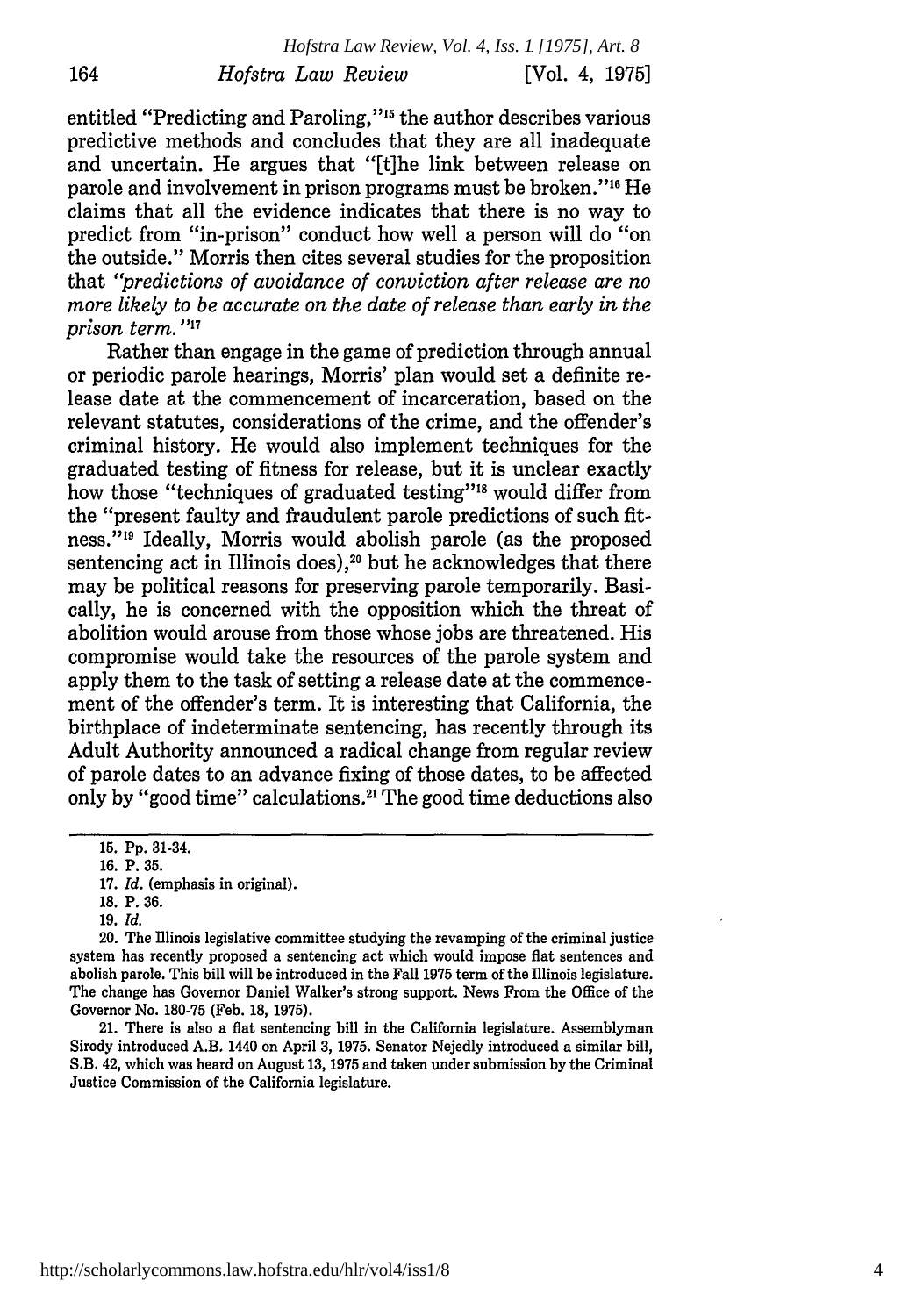entitled "Predicting and Paroling,"[15] the author describes various predictive methods and concludes that they are all inadequate and uncertain. He argues that "[t]he link between release on parole and involvement in prison programs must be broken."[16] He claims that all the evidence indicates that there is no way to predict from "in-prison" conduct how well a person will do "on the outside." Morris then cites several studies for the proposition that *"predictions of avoidance of conviction after release are no more likely to be accurate on the date of release than early in the prison term."*[17]

Rather than engage in the game of prediction through annual or periodic parole hearings, Morris' plan would set a definite release date at the commencement of incarceration, based on the relevant statutes, considerations of the crime, and the offender's criminal history. He would also implement techniques for the graduated testing of fitness for release, but it is unclear exactly how those "techniques of graduated testing"[18] would differ from the "present faulty and fraudulent parole predictions of such fitness."[19] Ideally, Morris would abolish parole (as the proposed sentencing act in Illinois does),[20] but he acknowledges that there may be political reasons for preserving parole temporarily. Basically, he is concerned with the opposition which the threat of abolition would arouse from those whose jobs are threatened. His compromise would take the resources of the parole system and apply them to the task of setting a release date at the commencement of the offender's term. It is interesting that California, the birthplace of indeterminate sentencing, has recently through its Adult Authority announced a radical change from regular review of parole dates to an advance fixing of those dates, to be affected only by "good time" calculations.[21] The good time deductions also

---

15. Pp. 31-34.

16. P. 35.

17. *Id.* (emphasis in original).

18. P. 36.

19. *Id.*

20. The Illinois legislative committee studying the revamping of the criminal justice system has recently proposed a sentencing act which would impose flat sentences and abolish parole. This bill will be introduced in the Fall 1975 term of the Illinois legislature. The change has Governor Daniel Walker's strong support. News From the Office of the Governor No. 180-75 (Feb. 18, 1975).

21. There is also a flat sentencing bill in the California legislature. Assemblyman Sirody introduced A.B. 1440 on April 3, 1975. Senator Nejedly introduced a similar bill, S.B. 42, which was heard on August 13, 1975 and taken under submission by the Criminal Justice Commission of the California legislature.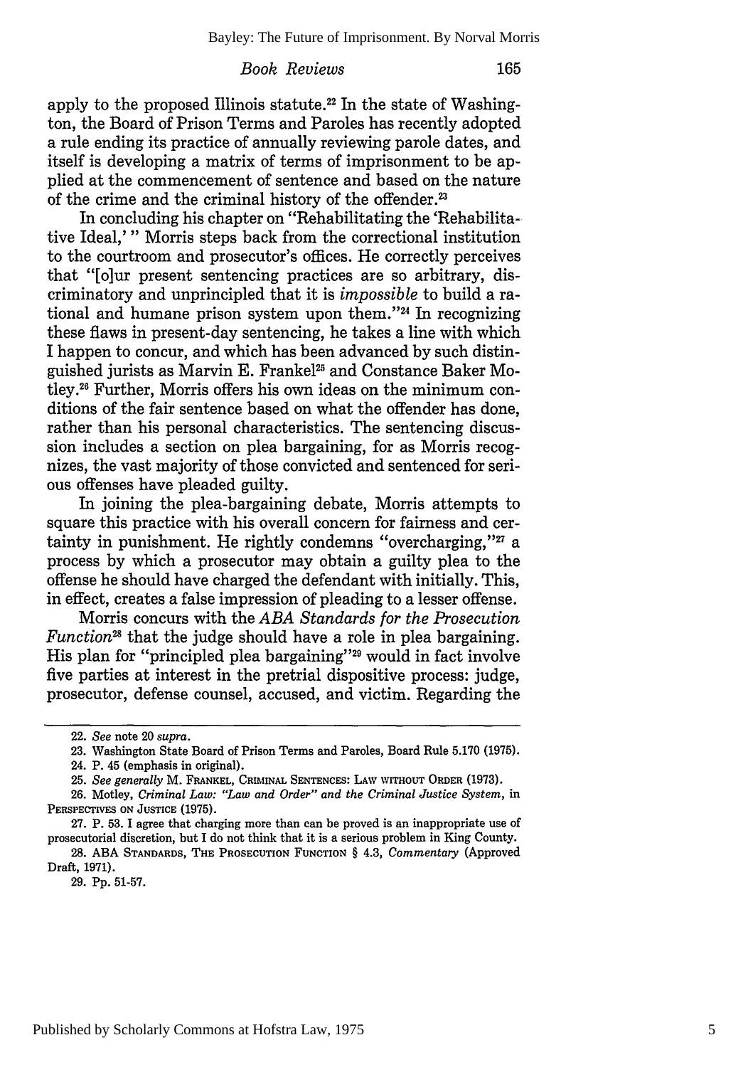apply to the proposed Illinois statute.[22] In the state of Washington, the Board of Prison Terms and Paroles has recently adopted a rule ending its practice of annually reviewing parole dates, and itself is developing a matrix of terms of imprisonment to be applied at the commencement of sentence and based on the nature of the crime and the criminal history of the offender.[23]

In concluding his chapter on "Rehabilitating the 'Rehabilitative Ideal,' " Morris steps back from the correctional institution to the courtroom and prosecutor's offices. He correctly perceives that "[o]ur present sentencing practices are so arbitrary, discriminatory and unprincipled that it is *impossible* to build a rational and humane prison system upon them."[24] In recognizing these flaws in present-day sentencing, he takes a line with which I happen to concur, and which has been advanced by such distinguished jurists as Marvin E. Frankel[25] and Constance Baker Motley.[26] Further, Morris offers his own ideas on the minimum conditions of the fair sentence based on what the offender has done, rather than his personal characteristics. The sentencing discussion includes a section on plea bargaining, for as Morris recognizes, the vast majority of those convicted and sentenced for serious offenses have pleaded guilty.

In joining the plea-bargaining debate, Morris attempts to square this practice with his overall concern for fairness and certainty in punishment. He rightly condemns "overcharging,"[27] a process by which a prosecutor may obtain a guilty plea to the offense he should have charged the defendant with initially. This, in effect, creates a false impression of pleading to a lesser offense.

Morris concurs with the *ABA Standards for the Prosecution Function*[28] that the judge should have a role in plea bargaining. His plan for "principled plea bargaining"[29] would in fact involve five parties at interest in the pretrial dispositive process: judge, prosecutor, defense counsel, accused, and victim. Regarding the

---

22. *See* note 20 *supra*.

23. Washington State Board of Prison Terms and Paroles, Board Rule 5.170 (1975).

24. P. 45 (emphasis in original).

25. *See generally* M. FRANKEL, CRIMINAL SENTENCES: LAW WITHOUT ORDER (1973).

26. Motley, *Criminal Law: "Law and Order" and the Criminal Justice System*, in PERSPECTIVES ON JUSTICE (1975).

27. P. 53. I agree that charging more than can be proved is an inappropriate use of prosecutorial discretion, but I do not think that it is a serious problem in King County.

28. ABA STANDARDS, THE PROSECUTION FUNCTION § 4.3, *Commentary* (Approved Draft, 1971).

29. Pp. 51-57.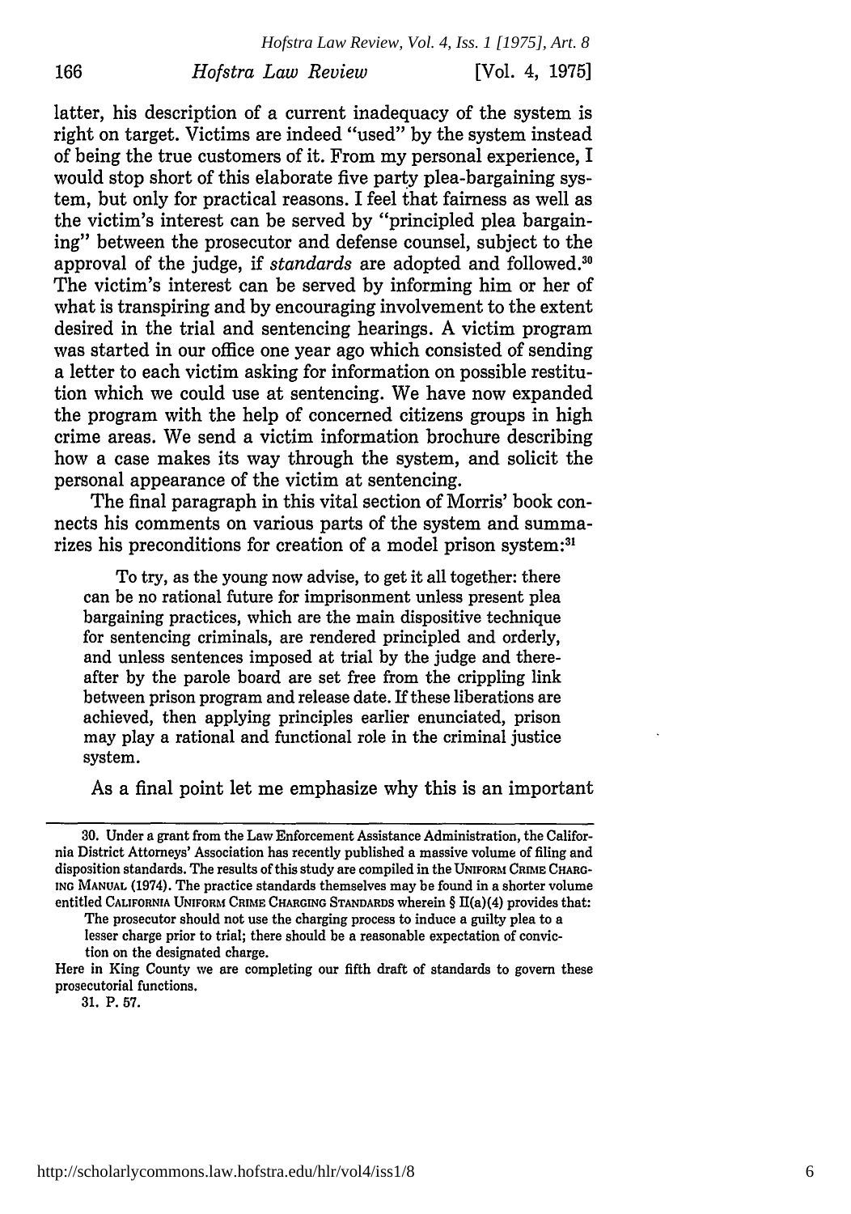latter, his description of a current inadequacy of the system is right on target. Victims are indeed "used" by the system instead of being the true customers of it. From my personal experience, I would stop short of this elaborate five party plea-bargaining system, but only for practical reasons. I feel that fairness as well as the victim's interest can be served by "principled plea bargaining" between the prosecutor and defense counsel, subject to the approval of the judge, if *standards* are adopted and followed.[30] The victim's interest can be served by informing him or her of what is transpiring and by encouraging involvement to the extent desired in the trial and sentencing hearings. A victim program was started in our office one year ago which consisted of sending a letter to each victim asking for information on possible restitution which we could use at sentencing. We have now expanded the program with the help of concerned citizens groups in high crime areas. We send a victim information brochure describing how a case makes its way through the system, and solicit the personal appearance of the victim at sentencing.

The final paragraph in this vital section of Morris' book connects his comments on various parts of the system and summarizes his preconditions for creation of a model prison system:[31]

> To try, as the young now advise, to get it all together: there can be no rational future for imprisonment unless present plea bargaining practices, which are the main dispositive technique for sentencing criminals, are rendered principled and orderly, and unless sentences imposed at trial by the judge and thereafter by the parole board are set free from the crippling link between prison program and release date. If these liberations are achieved, then applying principles earlier enunciated, prison may play a rational and functional role in the criminal justice system.

As a final point let me emphasize why this is an important

---

30. Under a grant from the Law Enforcement Assistance Administration, the California District Attorneys' Association has recently published a massive volume of filing and disposition standards. The results of this study are compiled in the UNIFORM CRIME CHARGING MANUAL (1974). The practice standards themselves may be found in a shorter volume entitled CALIFORNIA UNIFORM CRIME CHARGING STANDARDS wherein § II(a)(4) provides that:

> The prosecutor should not use the charging process to induce a guilty plea to a lesser charge prior to trial; there should be a reasonable expectation of conviction on the designated charge.

Here in King County we are completing our fifth draft of standards to govern these prosecutorial functions.

31. P. 57.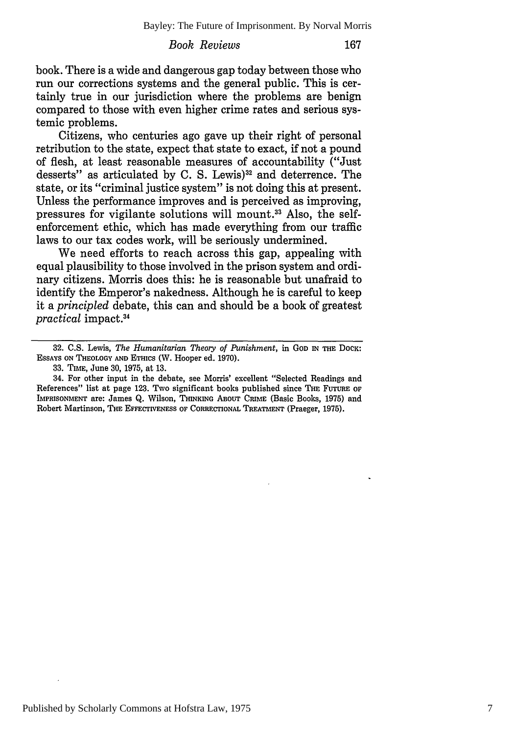book. There is a wide and dangerous gap today between those who run our corrections systems and the general public. This is certainly true in our jurisdiction where the problems are benign compared to those with even higher crime rates and serious systemic problems.

Citizens, who centuries ago gave up their right of personal retribution to the state, expect that state to exact, if not a pound of flesh, at least reasonable measures of accountability ("Just desserts" as articulated by C. S. Lewis)[32] and deterrence. The state, or its "criminal justice system" is not doing this at present. Unless the performance improves and is perceived as improving, pressures for vigilante solutions will mount.[33] Also, the self-enforcement ethic, which has made everything from our traffic laws to our tax codes work, will be seriously undermined.

We need efforts to reach across this gap, appealing with equal plausibility to those involved in the prison system and ordinary citizens. Morris does this: he is reasonable but unafraid to identify the Emperor's nakedness. Although he is careful to keep it a *principled* debate, this can and should be a book of greatest *practical* impact.[34]

---

32. C.S. Lewis, *The Humanitarian Theory of Punishment*, in GOD IN THE DOCK: ESSAYS ON THEOLOGY AND ETHICS (W. Hooper ed. 1970).

33. TIME, June 30, 1975, at 13.

34. For other input in the debate, see Morris' excellent "Selected Readings and References" list at page 123. Two significant books published since THE FUTURE OF IMPRISONMENT are: James Q. Wilson, THINKING ABOUT CRIME (Basic Books, 1975) and Robert Martinson, THE EFFECTIVENESS OF CORRECTIONAL TREATMENT (Praeger, 1975).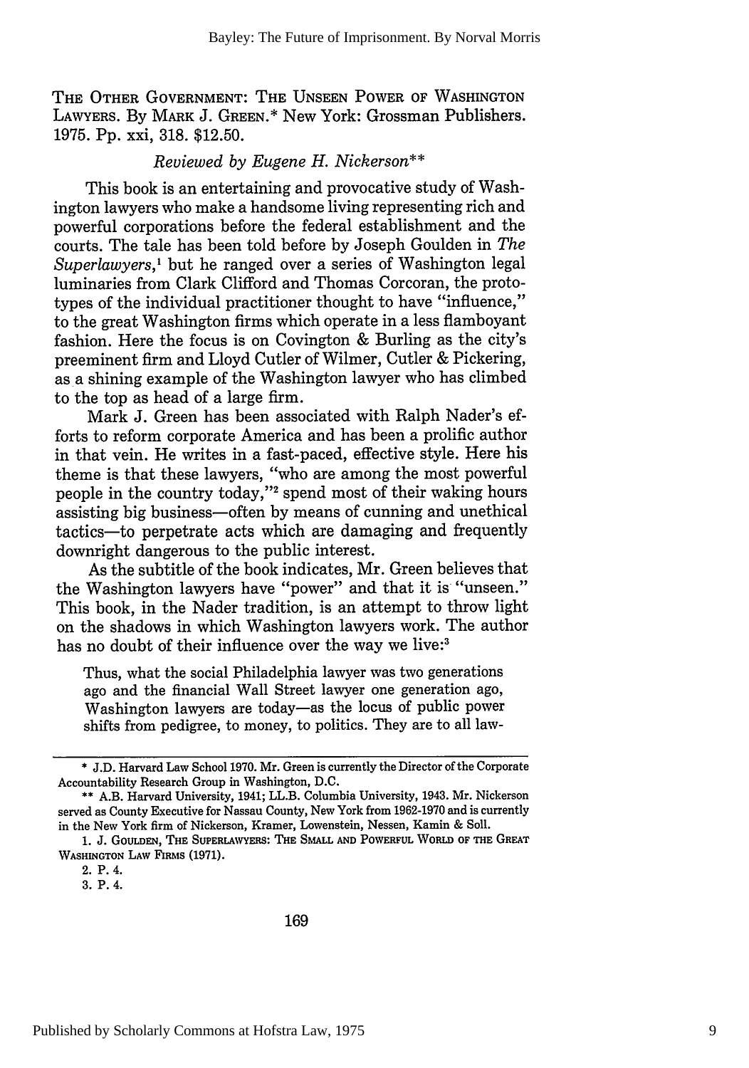THE OTHER GOVERNMENT: THE UNSEEN POWER OF WASHINGTON LAWYERS. By MARK J. GREEN.* New York: Grossman Publishers. 1975. Pp. xxi, 318. $12.50.

*Reviewed by Eugene H. Nickerson***

This book is an entertaining and provocative study of Washington lawyers who make a handsome living representing rich and powerful corporations before the federal establishment and the courts. The tale has been told before by Joseph Goulden in *The Superlawyers*,[1] but he ranged over a series of Washington legal luminaries from Clark Clifford and Thomas Corcoran, the prototypes of the individual practitioner thought to have "influence," to the great Washington firms which operate in a less flamboyant fashion. Here the focus is on Covington & Burling as the city's preeminent firm and Lloyd Cutler of Wilmer, Cutler & Pickering, as a shining example of the Washington lawyer who has climbed to the top as head of a large firm.

Mark J. Green has been associated with Ralph Nader's efforts to reform corporate America and has been a prolific author in that vein. He writes in a fast-paced, effective style. Here his theme is that these lawyers, "who are among the most powerful people in the country today,"[2] spend most of their waking hours assisting big business—often by means of cunning and unethical tactics—to perpetrate acts which are damaging and frequently downright dangerous to the public interest.

As the subtitle of the book indicates, Mr. Green believes that the Washington lawyers have "power" and that it is "unseen." This book, in the Nader tradition, is an attempt to throw light on the shadows in which Washington lawyers work. The author has no doubt of their influence over the way we live:[3]

> Thus, what the social Philadelphia lawyer was two generations ago and the financial Wall Street lawyer one generation ago, Washington lawyers are today—as the locus of public power shifts from pedigree, to money, to politics. They are to all law-

---

\* J.D. Harvard Law School 1970. Mr. Green is currently the Director of the Corporate Accountability Research Group in Washington, D.C.

\*\* A.B. Harvard University, 1941; LL.B. Columbia University, 1943. Mr. Nickerson served as County Executive for Nassau County, New York from 1962-1970 and is currently in the New York firm of Nickerson, Kramer, Lowenstein, Nessen, Kamin & Soll.

1. J. GOULDEN, THE SUPERLAWYERS: THE SMALL AND POWERFUL WORLD OF THE GREAT WASHINGTON LAW FIRMS (1971).

2. P. 4.

3. P. 4.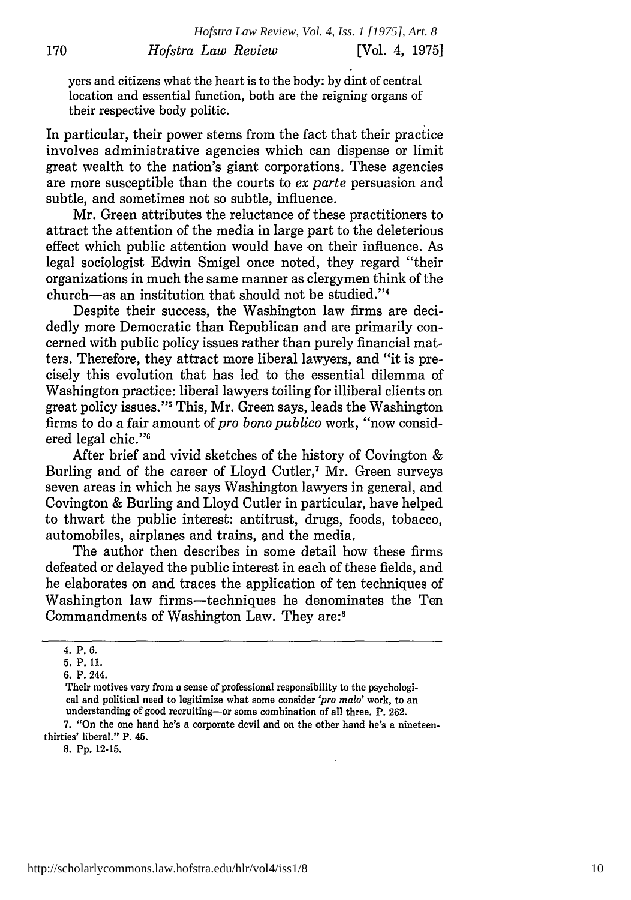yers and citizens what the heart is to the body: by dint of central location and essential function, both are the reigning organs of their respective body politic.

In particular, their power stems from the fact that their practice involves administrative agencies which can dispense or limit great wealth to the nation's giant corporations. These agencies are more susceptible than the courts to *ex parte* persuasion and subtle, and sometimes not so subtle, influence.

Mr. Green attributes the reluctance of these practitioners to attract the attention of the media in large part to the deleterious effect which public attention would have on their influence. As legal sociologist Edwin Smigel once noted, they regard "their organizations in much the same manner as clergymen think of the church—as an institution that should not be studied."[4]

Despite their success, the Washington law firms are decidedly more Democratic than Republican and are primarily concerned with public policy issues rather than purely financial matters. Therefore, they attract more liberal lawyers, and "it is precisely this evolution that has led to the essential dilemma of Washington practice: liberal lawyers toiling for illiberal clients on great policy issues."[5] This, Mr. Green says, leads the Washington firms to do a fair amount of *pro bono publico* work, "now considered legal chic."[6]

After brief and vivid sketches of the history of Covington & Burling and of the career of Lloyd Cutler,[7] Mr. Green surveys seven areas in which he says Washington lawyers in general, and Covington & Burling and Lloyd Cutler in particular, have helped to thwart the public interest: antitrust, drugs, foods, tobacco, automobiles, airplanes and trains, and the media.

The author then describes in some detail how these firms defeated or delayed the public interest in each of these fields, and he elaborates on and traces the application of ten techniques of Washington law firms—techniques he denominates the Ten Commandments of Washington Law. They are:[8]

---

4. P. 6.

5. P. 11.

6. P. 244.

Their motives vary from a sense of professional responsibility to the psychological and political need to legitimize what some consider '*pro malo*' work, to an understanding of good recruiting—or some combination of all three. P. 262.

7. "On the one hand he's a corporate devil and on the other hand he's a nineteen-thirties' liberal." P. 45.

8. Pp. 12-15.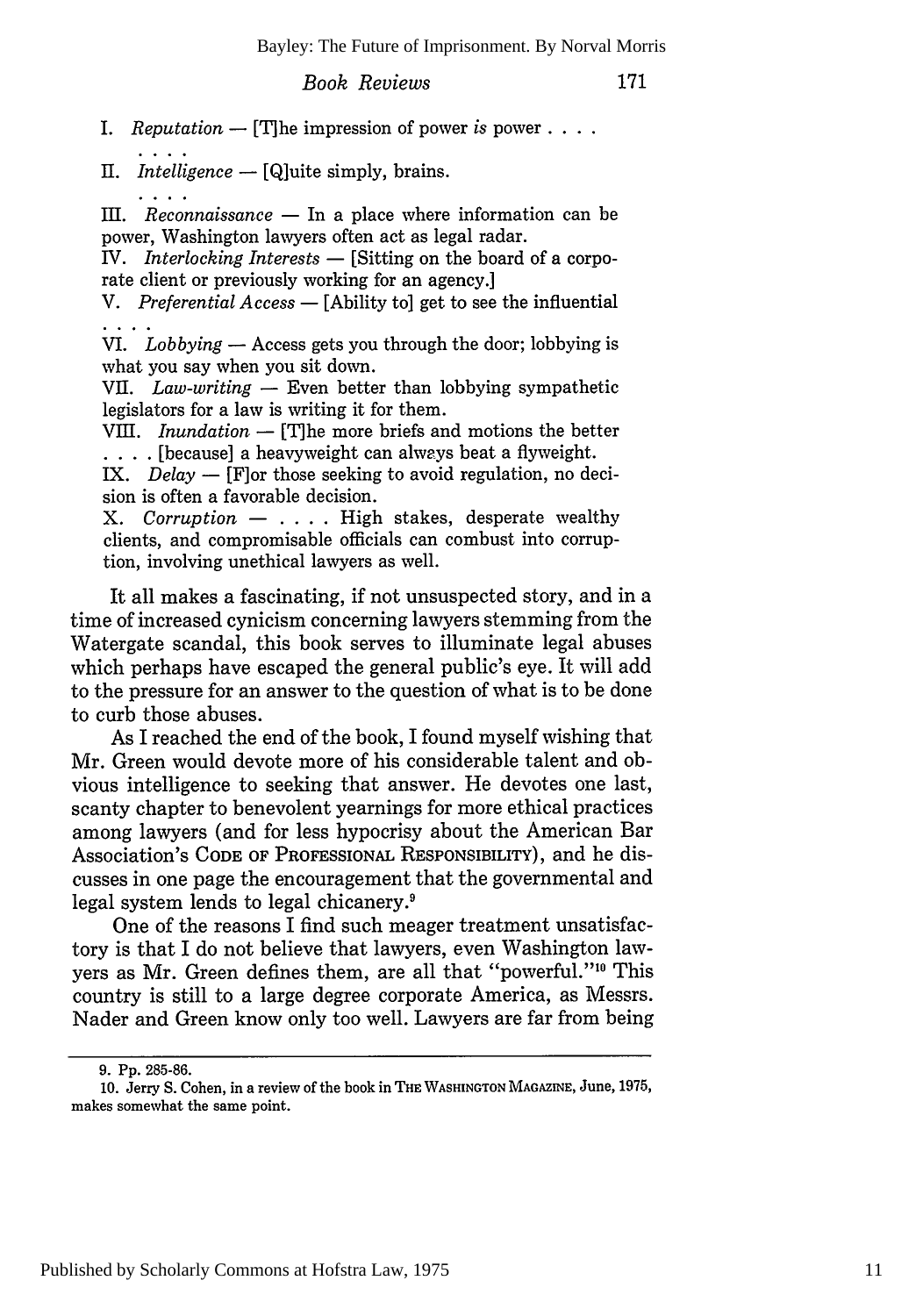I. *Reputation* — [T]he impression of power *is* power . . . .

. . . .

II. *Intelligence* — [Q]uite simply, brains.

. . . .

III. *Reconnaissance* — In a place where information can be power, Washington lawyers often act as legal radar.

IV. *Interlocking Interests* — [Sitting on the board of a corporate client or previously working for an agency.]

V. *Preferential Access* — [Ability to] get to see the influential . . . .

VI. *Lobbying* — Access gets you through the door; lobbying is what you say when you sit down.

VII. *Law-writing* — Even better than lobbying sympathetic legislators for a law is writing it for them.

VIII. *Inundation* — [T]he more briefs and motions the better . . . . [because] a heavyweight can always beat a flyweight.

IX. *Delay* — [F]or those seeking to avoid regulation, no decision is often a favorable decision.

X. *Corruption* — . . . . High stakes, desperate wealthy clients, and compromisable officials can combust into corruption, involving unethical lawyers as well.

It all makes a fascinating, if not unsuspected story, and in a time of increased cynicism concerning lawyers stemming from the Watergate scandal, this book serves to illuminate legal abuses which perhaps have escaped the general public's eye. It will add to the pressure for an answer to the question of what is to be done to curb those abuses.

As I reached the end of the book, I found myself wishing that Mr. Green would devote more of his considerable talent and obvious intelligence to seeking that answer. He devotes one last, scanty chapter to benevolent yearnings for more ethical practices among lawyers (and for less hypocrisy about the American Bar Association's CODE OF PROFESSIONAL RESPONSIBILITY), and he discusses in one page the encouragement that the governmental and legal system lends to legal chicanery.[9]

One of the reasons I find such meager treatment unsatisfactory is that I do not believe that lawyers, even Washington lawyers as Mr. Green defines them, are all that "powerful."[10] This country is still to a large degree corporate America, as Messrs. Nader and Green know only too well. Lawyers are far from being

---

9. Pp. 285-86.

10. Jerry S. Cohen, in a review of the book in THE WASHINGTON MAGAZINE, June, 1975, makes somewhat the same point.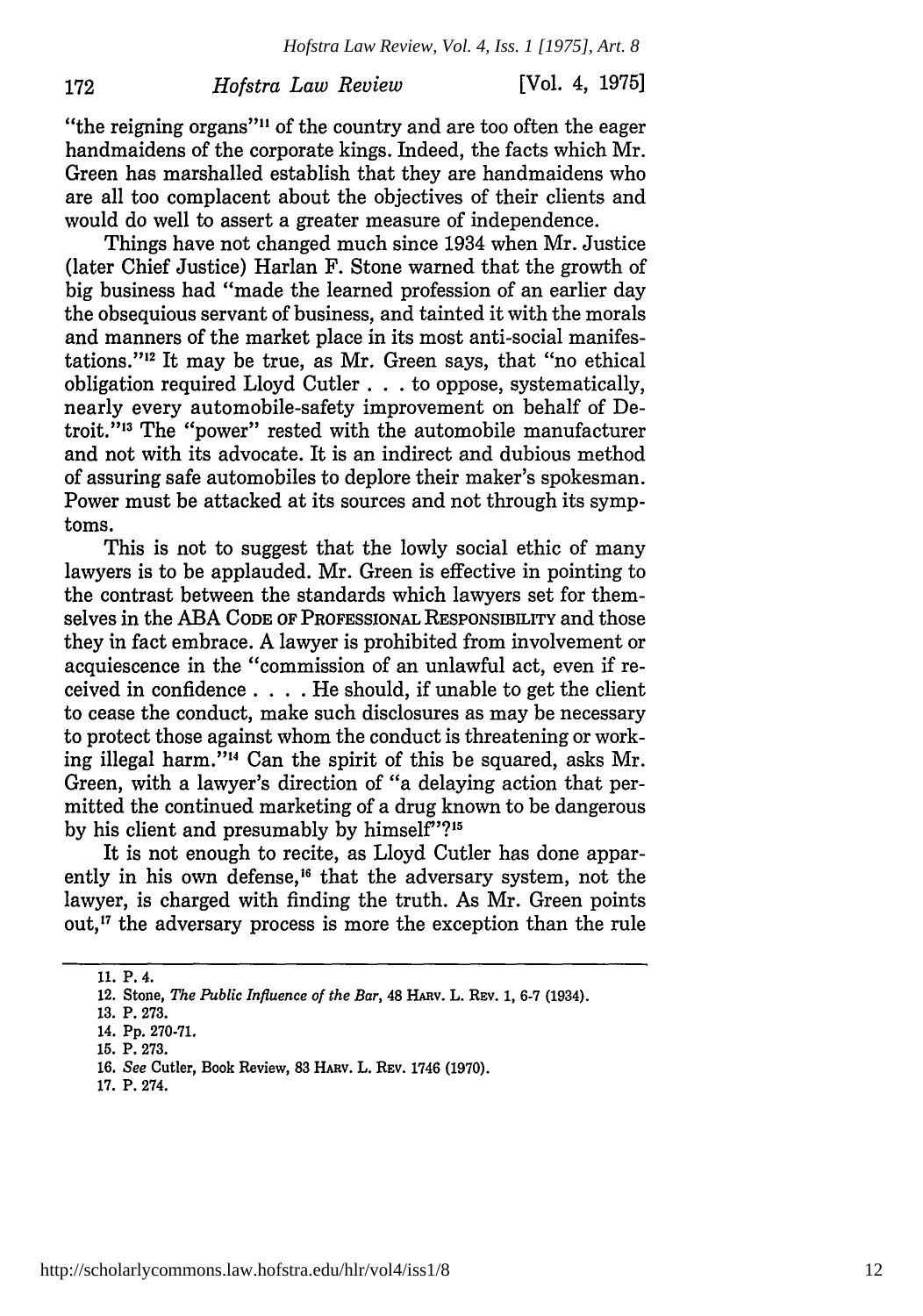"the reigning organs"[11] of the country and are too often the eager handmaidens of the corporate kings. Indeed, the facts which Mr. Green has marshalled establish that they are handmaidens who are all too complacent about the objectives of their clients and would do well to assert a greater measure of independence.

Things have not changed much since 1934 when Mr. Justice (later Chief Justice) Harlan F. Stone warned that the growth of big business had "made the learned profession of an earlier day the obsequious servant of business, and tainted it with the morals and manners of the market place in its most anti-social manifestations."[12] It may be true, as Mr. Green says, that "no ethical obligation required Lloyd Cutler . . . to oppose, systematically, nearly every automobile-safety improvement on behalf of Detroit."[13] The "power" rested with the automobile manufacturer and not with its advocate. It is an indirect and dubious method of assuring safe automobiles to deplore their maker's spokesman. Power must be attacked at its sources and not through its symptoms.

This is not to suggest that the lowly social ethic of many lawyers is to be applauded. Mr. Green is effective in pointing to the contrast between the standards which lawyers set for themselves in the ABA CODE OF PROFESSIONAL RESPONSIBILITY and those they in fact embrace. A lawyer is prohibited from involvement or acquiescence in the "commission of an unlawful act, even if received in confidence . . . . He should, if unable to get the client to cease the conduct, make such disclosures as may be necessary to protect those against whom the conduct is threatening or working illegal harm."[14] Can the spirit of this be squared, asks Mr. Green, with a lawyer's direction of "a delaying action that permitted the continued marketing of a drug known to be dangerous by his client and presumably by himself"?[15]

It is not enough to recite, as Lloyd Cutler has done apparently in his own defense,[16] that the adversary system, not the lawyer, is charged with finding the truth. As Mr. Green points out,[17] the adversary process is more the exception than the rule

---

11. P. 4.
12. Stone, *The Public Influence of the Bar*, 48 HARV. L. REV. 1, 6-7 (1934).
13. P. 273.
14. Pp. 270-71.
15. P. 273.
16. *See* Cutler, Book Review, 83 HARV. L. REV. 1746 (1970).
17. P. 274.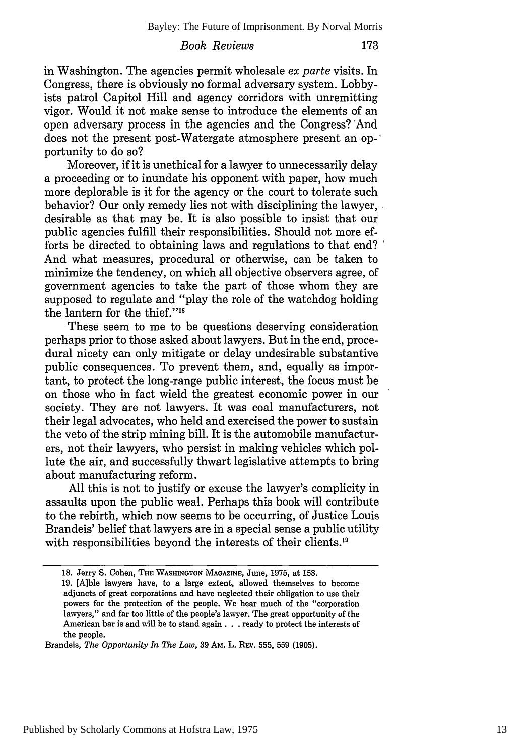in Washington. The agencies permit wholesale *ex parte* visits. In Congress, there is obviously no formal adversary system. Lobbyists patrol Capitol Hill and agency corridors with unremitting vigor. Would it not make sense to introduce the elements of an open adversary process in the agencies and the Congress? And does not the present post-Watergate atmosphere present an opportunity to do so?

Moreover, if it is unethical for a lawyer to unnecessarily delay a proceeding or to inundate his opponent with paper, how much more deplorable is it for the agency or the court to tolerate such behavior? Our only remedy lies not with disciplining the lawyer, desirable as that may be. It is also possible to insist that our public agencies fulfill their responsibilities. Should not more efforts be directed to obtaining laws and regulations to that end? And what measures, procedural or otherwise, can be taken to minimize the tendency, on which all objective observers agree, of government agencies to take the part of those whom they are supposed to regulate and "play the role of the watchdog holding the lantern for the thief."[18]

These seem to me to be questions deserving consideration perhaps prior to those asked about lawyers. But in the end, procedural nicety can only mitigate or delay undesirable substantive public consequences. To prevent them, and, equally as important, to protect the long-range public interest, the focus must be on those who in fact wield the greatest economic power in our society. They are not lawyers. It was coal manufacturers, not their legal advocates, who held and exercised the power to sustain the veto of the strip mining bill. It is the automobile manufacturers, not their lawyers, who persist in making vehicles which pollute the air, and successfully thwart legislative attempts to bring about manufacturing reform.

All this is not to justify or excuse the lawyer's complicity in assaults upon the public weal. Perhaps this book will contribute to the rebirth, which now seems to be occurring, of Justice Louis Brandeis' belief that lawyers are in a special sense a public utility with responsibilities beyond the interests of their clients.[19]

---

18. Jerry S. Cohen, THE WASHINGTON MAGAZINE, June, 1975, at 158.

19. [A]ble lawyers have, to a large extent, allowed themselves to become adjuncts of great corporations and have neglected their obligation to use their powers for the protection of the people. We hear much of the "corporation lawyers," and far too little of the people's lawyer. The great opportunity of the American bar is and will be to stand again . . . ready to protect the interests of the people.

Brandeis, *The Opportunity In The Law*, 39 AM. L. REV. 555, 559 (1905).